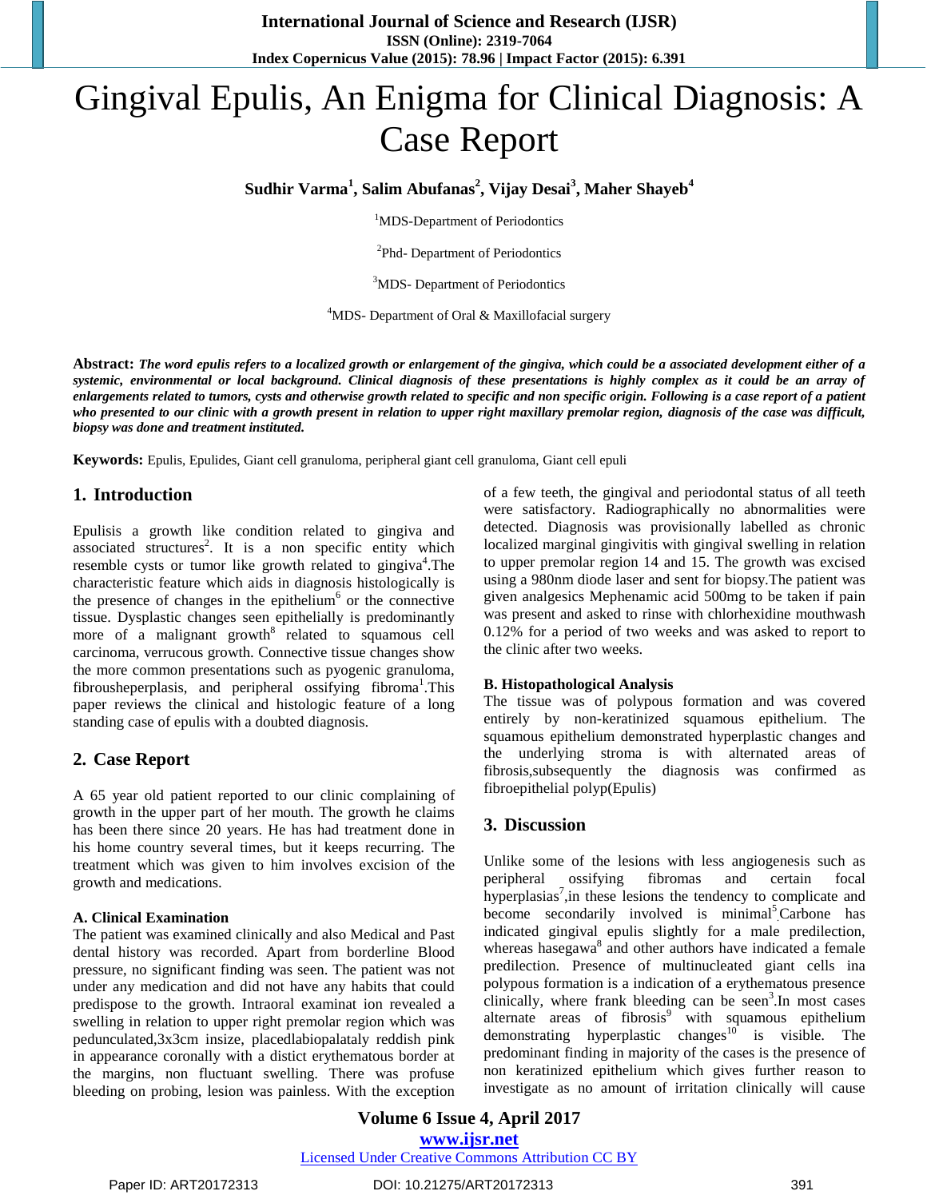# Gingival Epulis, An Enigma for Clinical Diagnosis: A Case Report

**Sudhir Varma[1], Salim Abufanas[2], Vijay Desai[3], Maher Shayeb[4]**

[1]MDS-Department of Periodontics

[2]Phd- Department of Periodontics

[3]MDS- Department of Periodontics

[4]MDS- Department of Oral & Maxillofacial surgery

**Abstract:** ***The word epulis refers to a localized growth or enlargement of the gingiva, which could be a associated development either of a systemic, environmental or local background. Clinical diagnosis of these presentations is highly complex as it could be an array of enlargements related to tumors, cysts and otherwise growth related to specific and non specific origin. Following is a case report of a patient who presented to our clinic with a growth present in relation to upper right maxillary premolar region, diagnosis of the case was difficult, biopsy was done and treatment instituted.***

**Keywords:** Epulis, Epulides, Giant cell granuloma, peripheral giant cell granuloma, Giant cell epuli

## 1. Introduction

Epulisis a growth like condition related to gingiva and associated structures[2]. It is a non specific entity which resemble cysts or tumor like growth related to gingiva[4].The characteristic feature which aids in diagnosis histologically is the presence of changes in the epithelium[6] or the connective tissue. Dysplastic changes seen epithelially is predominantly more of a malignant growth[8] related to squamous cell carcinoma, verrucous growth. Connective tissue changes show the more common presentations such as pyogenic granuloma, fibrousheperplasis, and peripheral ossifying fibroma[1].This paper reviews the clinical and histologic feature of a long standing case of epulis with a doubted diagnosis.

## 2. Case Report

A 65 year old patient reported to our clinic complaining of growth in the upper part of her mouth. The growth he claims has been there since 20 years. He has had treatment done in his home country several times, but it keeps recurring. The treatment which was given to him involves excision of the growth and medications.

### A. Clinical Examination

The patient was examined clinically and also Medical and Past dental history was recorded. Apart from borderline Blood pressure, no significant finding was seen. The patient was not under any medication and did not have any habits that could predispose to the growth. Intraoral examinat ion revealed a swelling in relation to upper right premolar region which was pedunculated,3x3cm insize, placedlabiopalataly reddish pink in appearance coronally with a distict erythematous border at the margins, non fluctuant swelling. There was profuse bleeding on probing, lesion was painless. With the exception of a few teeth, the gingival and periodontal status of all teeth were satisfactory. Radiographically no abnormalities were detected. Diagnosis was provisionally labelled as chronic localized marginal gingivitis with gingival swelling in relation to upper premolar region 14 and 15. The growth was excised using a 980nm diode laser and sent for biopsy.The patient was given analgesics Mephenamic acid 500mg to be taken if pain was present and asked to rinse with chlorhexidine mouthwash 0.12% for a period of two weeks and was asked to report to the clinic after two weeks.

### B. Histopathological Analysis

The tissue was of polypous formation and was covered entirely by non-keratinized squamous epithelium. The squamous epithelium demonstrated hyperplastic changes and the underlying stroma is with alternated areas of fibrosis,subsequently the diagnosis was confirmed as fibroepithelial polyp(Epulis)

## 3. Discussion

Unlike some of the lesions with less angiogenesis such as peripheral ossifying fibromas and certain focal hyperplasias[7],in these lesions the tendency to complicate and become secondarily involved is minimal[5].Carbone has indicated gingival epulis slightly for a male predilection, whereas hasegawa[8] and other authors have indicated a female predilection. Presence of multinucleated giant cells ina polypous formation is a indication of a erythematous presence clinically, where frank bleeding can be seen[3].In most cases alternate areas of fibrosis[9] with squamous epithelium demonstrating hyperplastic changes[10] is visible. The predominant finding in majority of the cases is the presence of non keratinized epithelium which gives further reason to investigate as no amount of irritation clinically will cause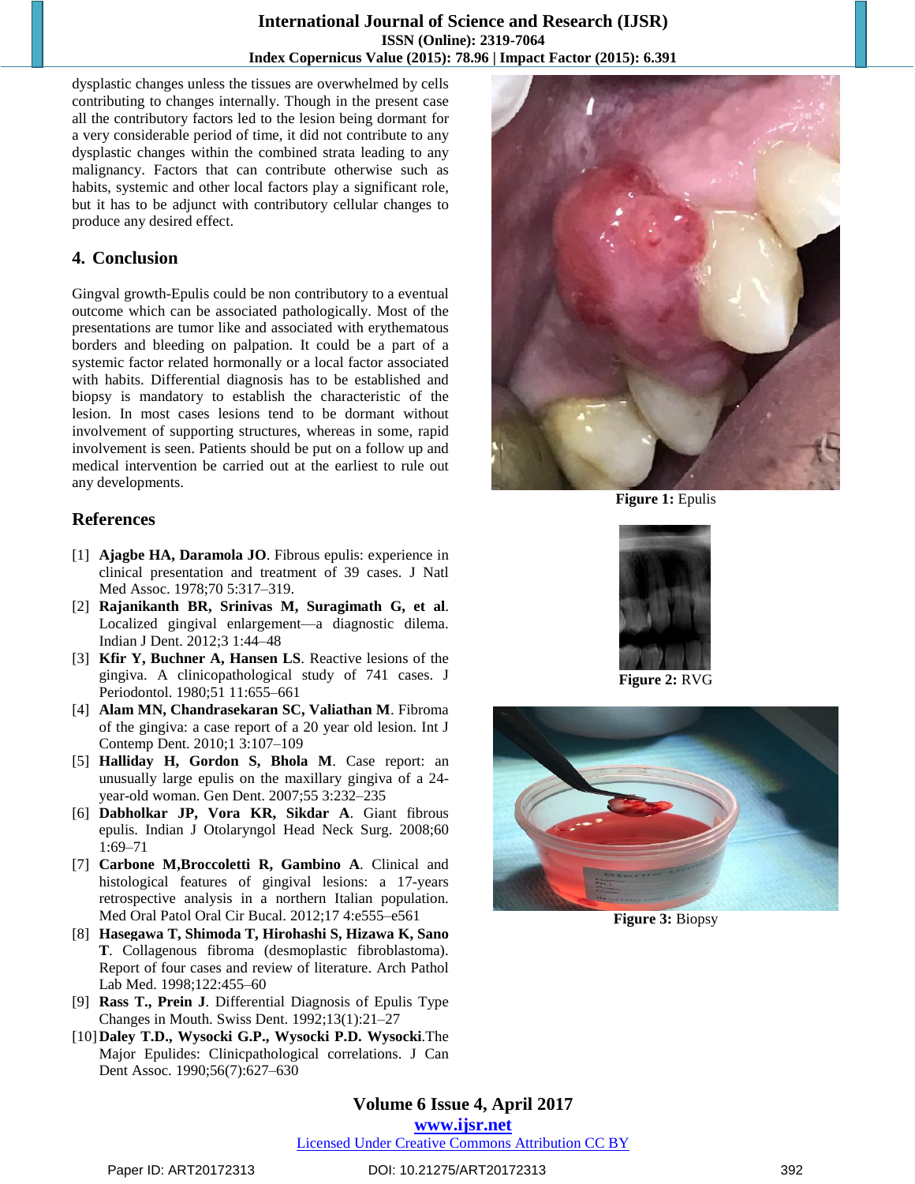dysplastic changes unless the tissues are overwhelmed by cells contributing to changes internally. Though in the present case all the contributory factors led to the lesion being dormant for a very considerable period of time, it did not contribute to any dysplastic changes within the combined strata leading to any malignancy. Factors that can contribute otherwise such as habits, systemic and other local factors play a significant role, but it has to be adjunct with contributory cellular changes to produce any desired effect.

## 4. Conclusion

Gingval growth-Epulis could be non contributory to a eventual outcome which can be associated pathologically. Most of the presentations are tumor like and associated with erythematous borders and bleeding on palpation. It could be a part of a systemic factor related hormonally or a local factor associated with habits. Differential diagnosis has to be established and biopsy is mandatory to establish the characteristic of the lesion. In most cases lesions tend to be dormant without involvement of supporting structures, whereas in some, rapid involvement is seen. Patients should be put on a follow up and medical intervention be carried out at the earliest to rule out any developments.

**Figure 1:** Epulis

**Figure 2:** RVG

**Figure 3:** Biopsy

## References

[1] **Ajagbe HA, Daramola JO**. Fibrous epulis: experience in clinical presentation and treatment of 39 cases. J Natl Med Assoc. 1978;70 5:317–319.

[2] **Rajanikanth BR, Srinivas M, Suragimath G, et al**. Localized gingival enlargement—a diagnostic dilema. Indian J Dent. 2012;3 1:44–48

[3] **Kfir Y, Buchner A, Hansen LS**. Reactive lesions of the gingiva. A clinicopathological study of 741 cases. J Periodontol. 1980;51 11:655–661

[4] **Alam MN, Chandrasekaran SC, Valiathan M**. Fibroma of the gingiva: a case report of a 20 year old lesion. Int J Contemp Dent. 2010;1 3:107–109

[5] **Halliday H, Gordon S, Bhola M**. Case report: an unusually large epulis on the maxillary gingiva of a 24-year-old woman. Gen Dent. 2007;55 3:232–235

[6] **Dabholkar JP, Vora KR, Sikdar A**. Giant fibrous epulis. Indian J Otolaryngol Head Neck Surg. 2008;60 1:69–71

[7] **Carbone M,Broccoletti R, Gambino A**. Clinical and histological features of gingival lesions: a 17-years retrospective analysis in a northern Italian population. Med Oral Patol Oral Cir Bucal. 2012;17 4:e555–e561

[8] **Hasegawa T, Shimoda T, Hirohashi S, Hizawa K, Sano T**. Collagenous fibroma (desmoplastic fibroblastoma). Report of four cases and review of literature. Arch Pathol Lab Med. 1998;122:455–60

[9] **Rass T., Prein J**. Differential Diagnosis of Epulis Type Changes in Mouth. Swiss Dent. 1992;13(1):21–27

[10] **Daley T.D., Wysocki G.P., Wysocki P.D. Wysocki**.The Major Epulides: Clinicpathological correlations. J Can Dent Assoc. 1990;56(7):627–630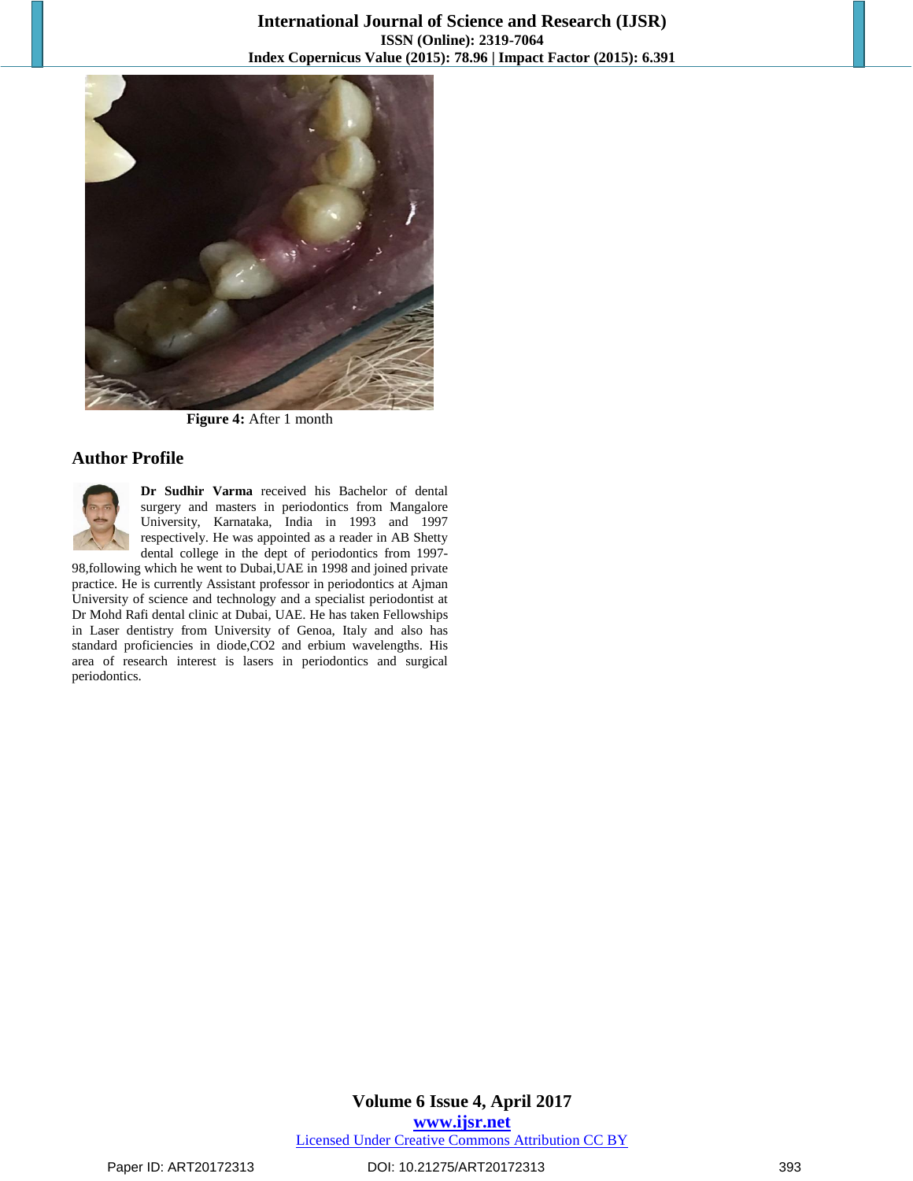**Figure 4:** After 1 month

## Author Profile

**Dr Sudhir Varma** received his Bachelor of dental surgery and masters in periodontics from Mangalore University, Karnataka, India in 1993 and 1997 respectively. He was appointed as a reader in AB Shetty dental college in the dept of periodontics from 1997-98,following which he went to Dubai,UAE in 1998 and joined private practice. He is currently Assistant professor in periodontics at Ajman University of science and technology and a specialist periodontist at Dr Mohd Rafi dental clinic at Dubai, UAE. He has taken Fellowships in Laser dentistry from University of Genoa, Italy and also has standard proficiencies in diode,CO2 and erbium wavelengths. His area of research interest is lasers in periodontics and surgical periodontics.